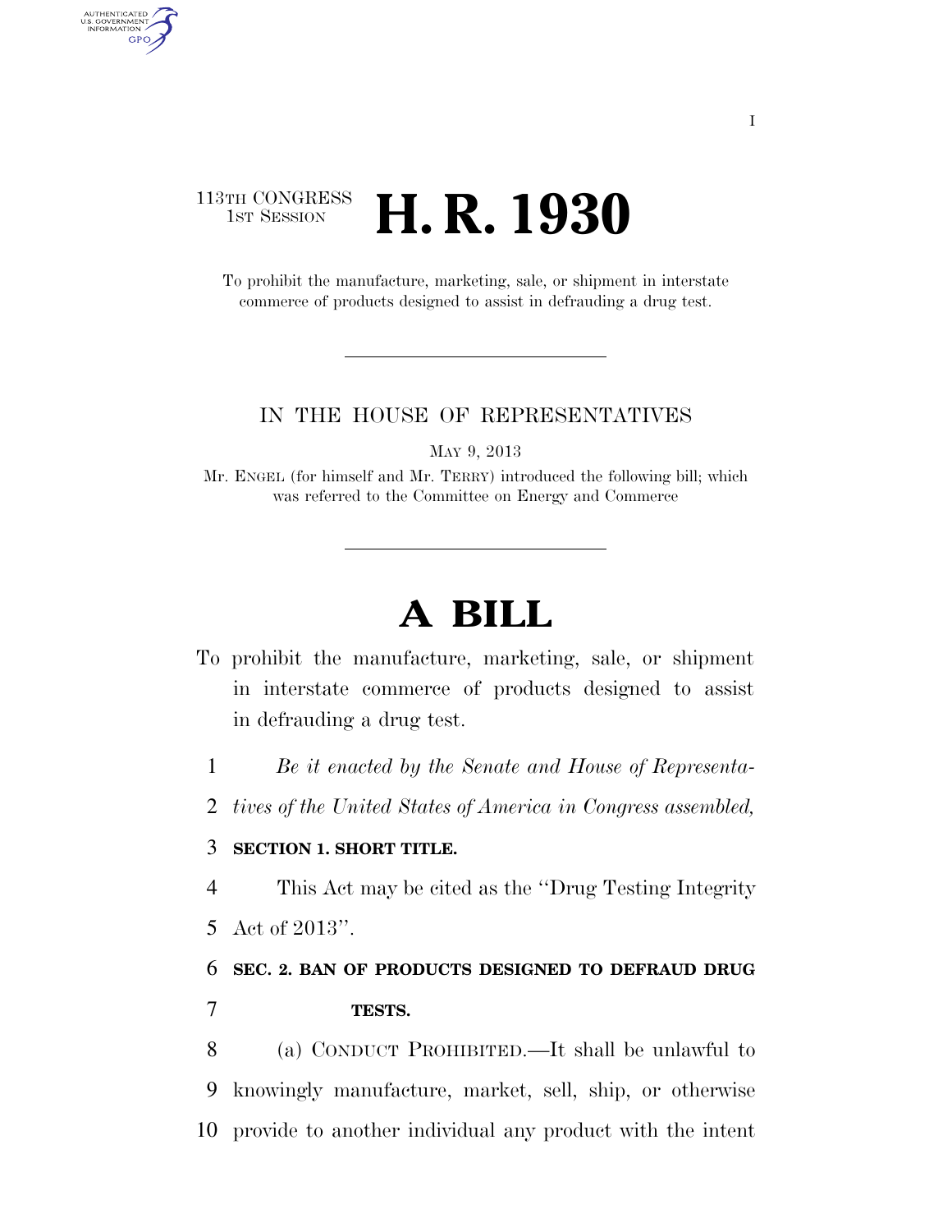I

113TH CONGRESS
1ST SESSION

# H. R. 1930

To prohibit the manufacture, marketing, sale, or shipment in interstate commerce of products designed to assist in defrauding a drug test.

IN THE HOUSE OF REPRESENTATIVES

MAY 9, 2013

Mr. ENGEL (for himself and Mr. TERRY) introduced the following bill; which was referred to the Committee on Energy and Commerce

# A BILL

To prohibit the manufacture, marketing, sale, or shipment in interstate commerce of products designed to assist in defrauding a drug test.

1 *Be it enacted by the Senate and House of Representa-*
2 *tives of the United States of America in Congress assembled,*

3 **SECTION 1. SHORT TITLE.**

4 This Act may be cited as the ''Drug Testing Integrity
5 Act of 2013''.

6 **SEC. 2. BAN OF PRODUCTS DESIGNED TO DEFRAUD DRUG**
7 **TESTS.**

8 (a) CONDUCT PROHIBITED.—It shall be unlawful to
9 knowingly manufacture, market, sell, ship, or otherwise
10 provide to another individual any product with the intent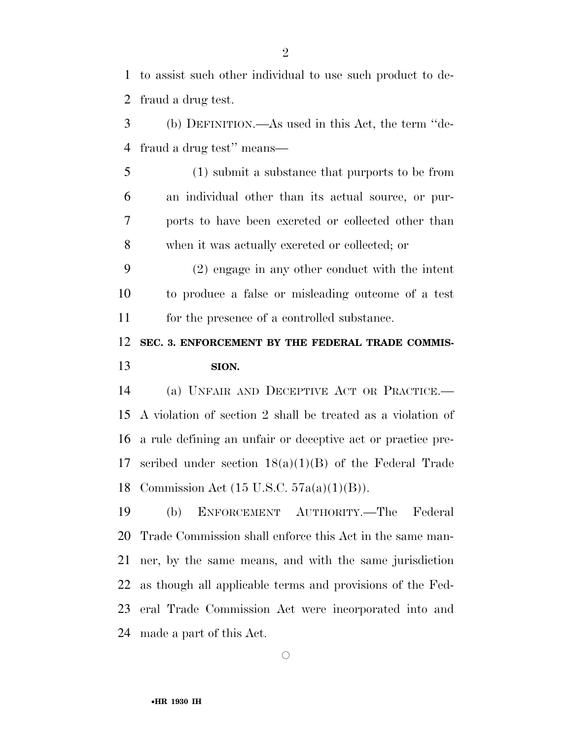to assist such other individual to use such product to defraud a drug test.

(b) DEFINITION.—As used in this Act, the term ''defraud a drug test'' means—

(1) submit a substance that purports to be from an individual other than its actual source, or purports to have been excreted or collected other than when it was actually excreted or collected; or

(2) engage in any other conduct with the intent to produce a false or misleading outcome of a test for the presence of a controlled substance.

**SEC. 3. ENFORCEMENT BY THE FEDERAL TRADE COMMISSION.**

(a) UNFAIR AND DECEPTIVE ACT OR PRACTICE.—A violation of section 2 shall be treated as a violation of a rule defining an unfair or deceptive act or practice prescribed under section 18(a)(1)(B) of the Federal Trade Commission Act (15 U.S.C. 57a(a)(1)(B)).

(b) ENFORCEMENT AUTHORITY.—The Federal Trade Commission shall enforce this Act in the same manner, by the same means, and with the same jurisdiction as though all applicable terms and provisions of the Federal Trade Commission Act were incorporated into and made a part of this Act.

○